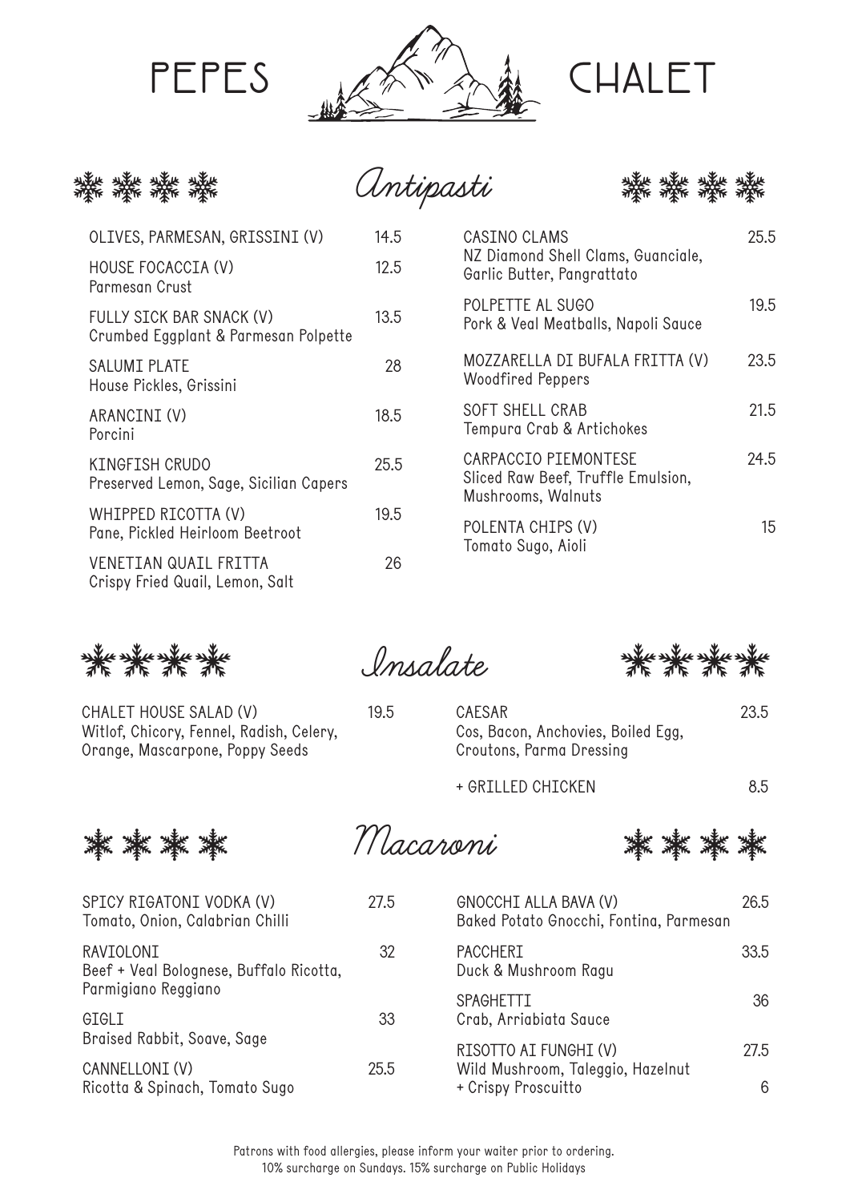# PEPES CHALET

## Antipasti

OLIVES, PARMESAN, GRISSINI (V) — 14.5

HOUSE FOCACCIA (V) — 12.5
Parmesan Crust

FULLY SICK BAR SNACK (V) — 13.5
Crumbed Eggplant & Parmesan Polpette

SALUMI PLATE — 28
House Pickles, Grissini

ARANCINI (V) — 18.5
Porcini

KINGFISH CRUDO — 25.5
Preserved Lemon, Sage, Sicilian Capers

WHIPPED RICOTTA (V) — 19.5
Pane, Pickled Heirloom Beetroot

VENETIAN QUAIL FRITTA — 26
Crispy Fried Quail, Lemon, Salt

CASINO CLAMS — 25.5
NZ Diamond Shell Clams, Guanciale, Garlic Butter, Pangrattato

POLPETTE AL SUGO — 19.5
Pork & Veal Meatballs, Napoli Sauce

MOZZARELLA DI BUFALA FRITTA (V) — 23.5
Woodfired Peppers

SOFT SHELL CRAB — 21.5
Tempura Crab & Artichokes

CARPACCIO PIEMONTESE — 24.5
Sliced Raw Beef, Truffle Emulsion, Mushrooms, Walnuts

POLENTA CHIPS (V) — 15
Tomato Sugo, Aioli

## Insalate

CHALET HOUSE SALAD (V) — 19.5
Witlof, Chicory, Fennel, Radish, Celery, Orange, Mascarpone, Poppy Seeds

CAESAR — 23.5
Cos, Bacon, Anchovies, Boiled Egg, Croutons, Parma Dressing

+ GRILLED CHICKEN — 8.5

## Macaroni

SPICY RIGATONI VODKA (V) — 27.5
Tomato, Onion, Calabrian Chilli

RAVIOLONI — 32
Beef + Veal Bolognese, Buffalo Ricotta, Parmigiano Reggiano

GIGLI — 33
Braised Rabbit, Soave, Sage

CANNELLONI (V) — 25.5
Ricotta & Spinach, Tomato Sugo

GNOCCHI ALLA BAVA (V) — 26.5
Baked Potato Gnocchi, Fontina, Parmesan

PACCHERI — 33.5
Duck & Mushroom Ragu

SPAGHETTI — 36
Crab, Arriabiata Sauce

RISOTTO AI FUNGHI (V) — 27.5
Wild Mushroom, Taleggio, Hazelnut

+ Crispy Proscuitto — 6

Patrons with food allergies, please inform your waiter prior to ordering.
10% surcharge on Sundays. 15% surcharge on Public Holidays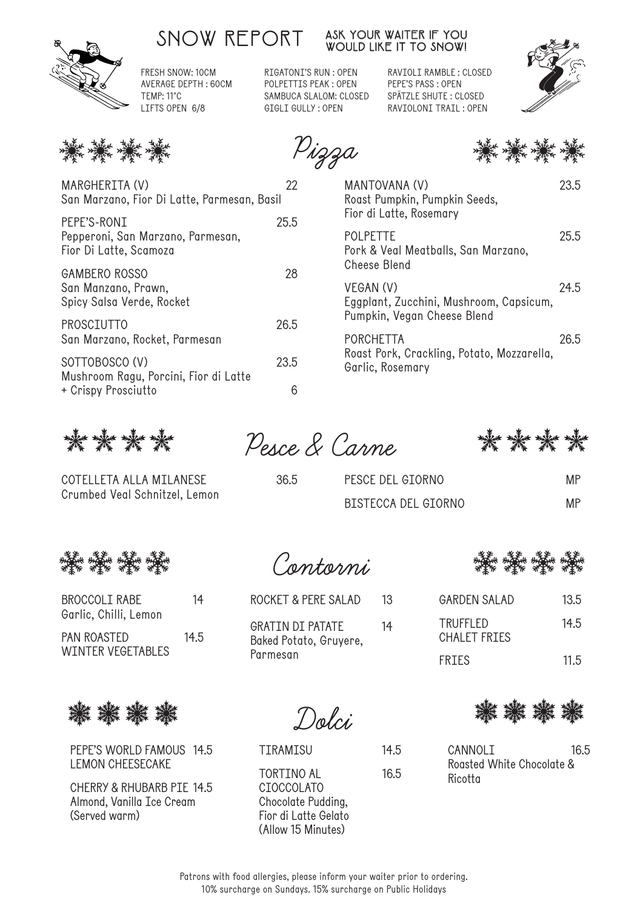## SNOW REPORT

ASK YOUR WAITER IF YOU WOULD LIKE IT TO SNOW!

FRESH SNOW: 10CM
AVERAGE DEPTH : 60CM
TEMP: 11°C
LIFTS OPEN 6/8

RIGATONI'S RUN : OPEN
POLPETTIS PEAK : OPEN
SAMBUCA SLALOM: CLOSED
GIGLI GULLY : OPEN

RAVIOLI RAMBLE : CLOSED
PEPE'S PASS : OPEN
SPÄTZLE SHUTE : CLOSED
RAVIOLONI TRAIL : OPEN

## Pizza

MARGHERITA (V) — 22
San Marzano, Fior Di Latte, Parmesan, Basil

PEPE'S-RONI — 25.5
Pepperoni, San Marzano, Parmesan, Fior Di Latte, Scamoza

GAMBERO ROSSO — 28
San Manzano, Prawn, Spicy Salsa Verde, Rocket

PROSCIUTTO — 26.5
San Marzano, Rocket, Parmesan

SOTTOBOSCO (V) — 23.5
Mushroom Ragu, Porcini, Fior di Latte
+ Crispy Prosciutto — 6

MANTOVANA (V) — 23.5
Roast Pumpkin, Pumpkin Seeds, Fior di Latte, Rosemary

POLPETTE — 25.5
Pork & Veal Meatballs, San Marzano, Cheese Blend

VEGAN (V) — 24.5
Eggplant, Zucchini, Mushroom, Capsicum, Pumpkin, Vegan Cheese Blend

PORCHETTA — 26.5
Roast Pork, Crackling, Potato, Mozzarella, Garlic, Rosemary

## Pesce & Carne

COTELLETA ALLA MILANESE — 36.5
Crumbed Veal Schnitzel, Lemon

PESCE DEL GIORNO — MP

BISTECCA DEL GIORNO — MP

## Contorni

BROCCOLI RABE — 14
Garlic, Chilli, Lemon

PAN ROASTED WINTER VEGETABLES — 14.5

ROCKET & PERE SALAD — 13

GRATIN DI PATATE — 14
Baked Potato, Gruyere, Parmesan

GARDEN SALAD — 13.5

TRUFFLED CHALET FRIES — 14.5

FRIES — 11.5

## Dolci

PEPE'S WORLD FAMOUS LEMON CHEESECAKE — 14.5

CHERRY & RHUBARB PIE — 14.5
Almond, Vanilla Ice Cream
(Served warm)

TIRAMISU — 14.5

TORTINO AL CIOCCOLATO — 16.5
Chocolate Pudding, Fior di Latte Gelato
(Allow 15 Minutes)

CANNOLI — 16.5
Roasted White Chocolate & Ricotta

Patrons with food allergies, please inform your waiter prior to ordering.
10% surcharge on Sundays. 15% surcharge on Public Holidays